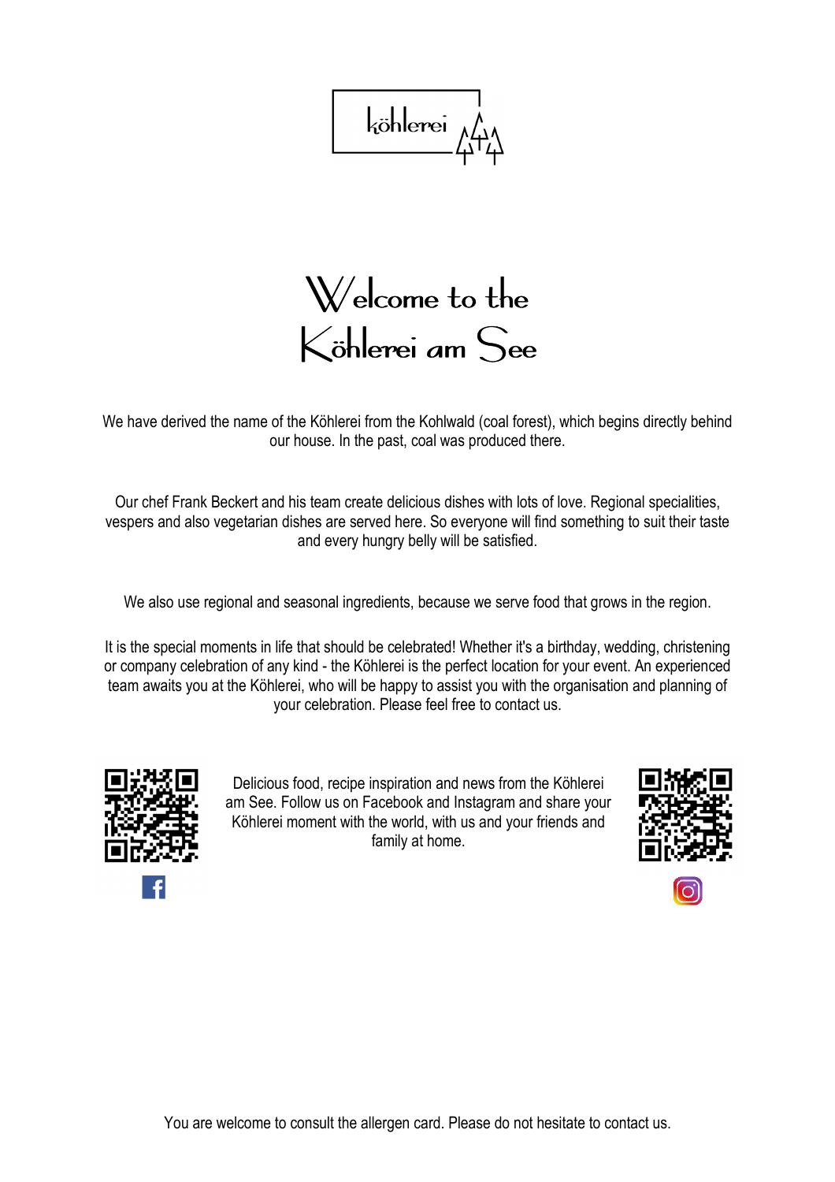köhlerei

# Welcome to the Köhlerei am See

We have derived the name of the Köhlerei from the Kohlwald (coal forest), which begins directly behind our house. In the past, coal was produced there.

Our chef Frank Beckert and his team create delicious dishes with lots of love. Regional specialities, vespers and also vegetarian dishes are served here. So everyone will find something to suit their taste and every hungry belly will be satisfied.

We also use regional and seasonal ingredients, because we serve food that grows in the region.

It is the special moments in life that should be celebrated! Whether it's a birthday, wedding, christening or company celebration of any kind - the Köhlerei is the perfect location for your event. An experienced team awaits you at the Köhlerei, who will be happy to assist you with the organisation and planning of your celebration. Please feel free to contact us.

Delicious food, recipe inspiration and news from the Köhlerei am See. Follow us on Facebook and Instagram and share your Köhlerei moment with the world, with us and your friends and family at home.

You are welcome to consult the allergen card. Please do not hesitate to contact us.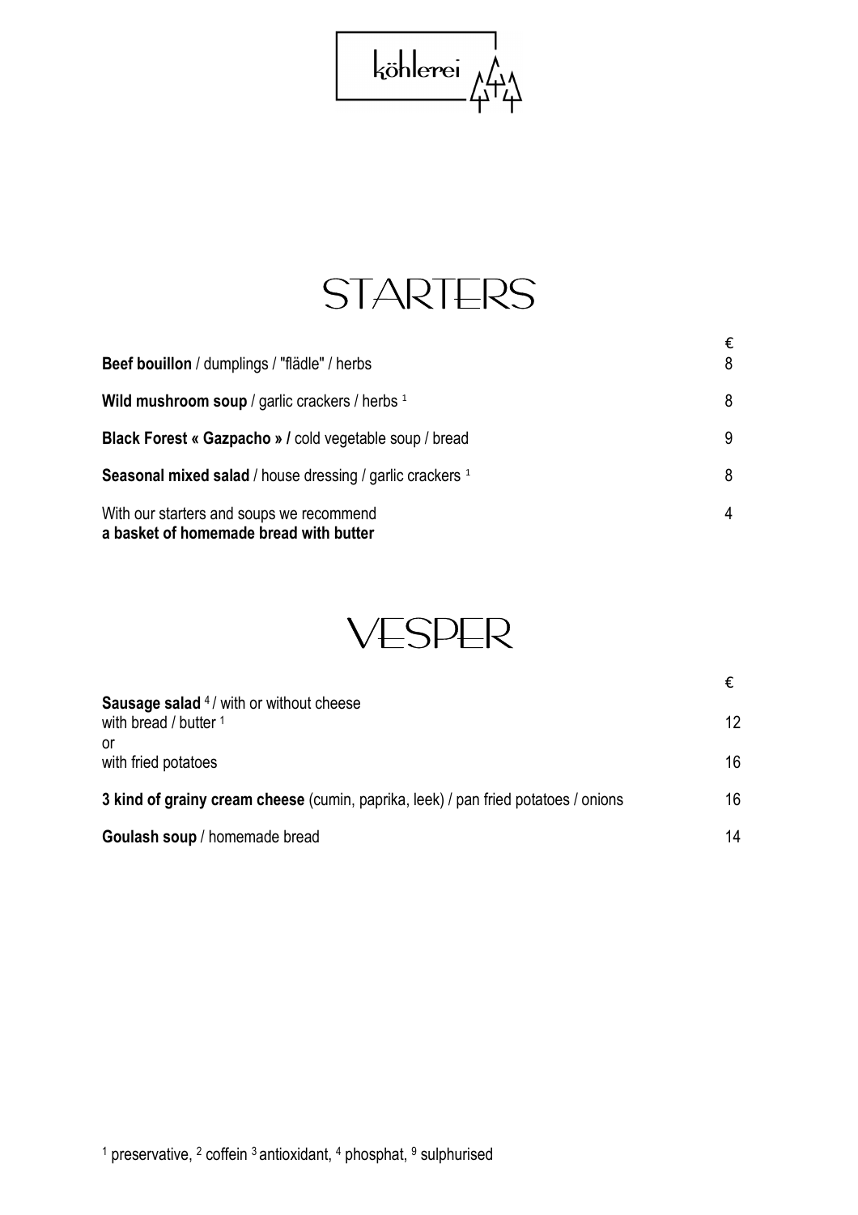köhlerei

# STARTERS

| | € |
|---|---|
| **Beef bouillon** / dumplings / "flädle" / herbs | 8 |
| **Wild mushroom soup** / garlic crackers / herbs [1] | 8 |
| **Black Forest « Gazpacho » /** cold vegetable soup / bread | 9 |
| **Seasonal mixed salad** / house dressing / garlic crackers [1] | 8 |
| With our starters and soups we recommend **a basket of homemade bread with butter** | 4 |

# VESPER

| | € |
|---|---|
| **Sausage salad** [4] / with or without cheese with bread / butter [1] | 12 |
| or with fried potatoes | 16 |
| **3 kind of grainy cream cheese** (cumin, paprika, leek) / pan fried potatoes / onions | 16 |
| **Goulash soup** / homemade bread | 14 |

[1] preservative, [2] coffein [3] antioxidant, [4] phosphat, [9] sulphurised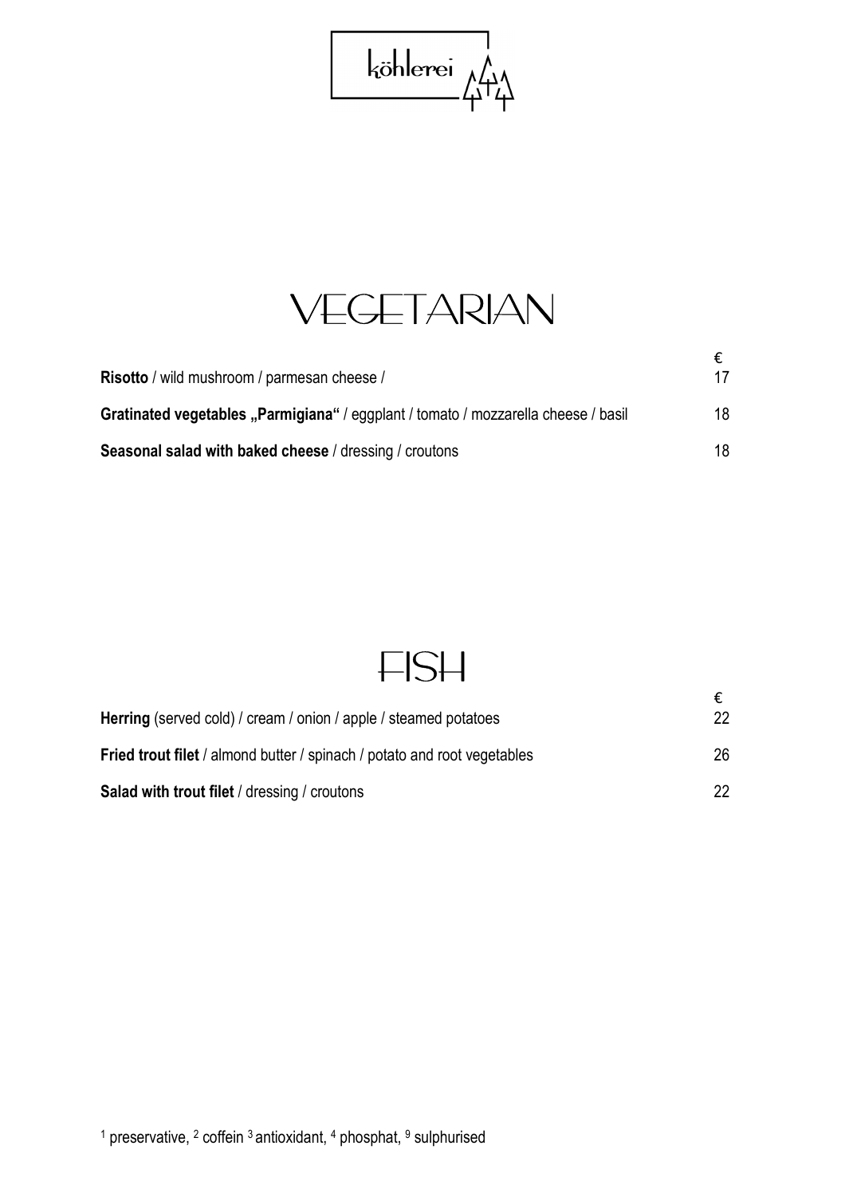köhlerei

# VEGETARIAN

| | € |
|---|---|
| **Risotto** / wild mushroom / parmesan cheese / | 17 |
| **Gratinated vegetables „Parmigiana"** / eggplant / tomato / mozzarella cheese / basil | 18 |
| **Seasonal salad with baked cheese** / dressing / croutons | 18 |

# FISH

| | € |
|---|---|
| **Herring** (served cold) / cream / onion / apple / steamed potatoes | 22 |
| **Fried trout filet** / almond butter / spinach / potato and root vegetables | 26 |
| **Salad with trout filet** / dressing / croutons | 22 |

[1] preservative, [2] coffein [3] antioxidant, [4] phosphat, [9] sulphurised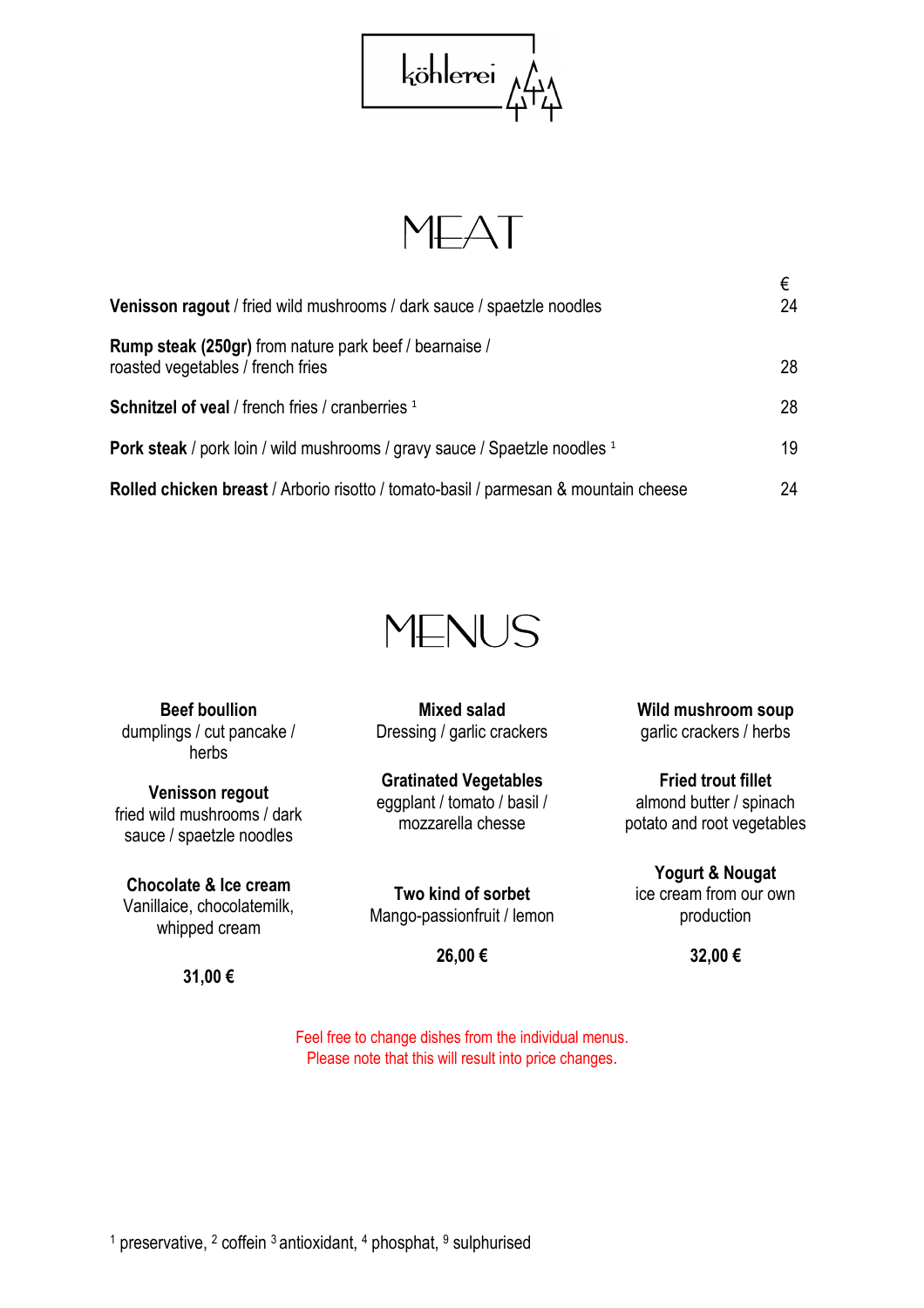köhlerei

# MEAT

| | € |
|---|---|
| **Venisson ragout** / fried wild mushrooms / dark sauce / spaetzle noodles | 24 |
| **Rump steak (250gr)** from nature park beef / bearnaise / roasted vegetables / french fries | 28 |
| **Schnitzel of veal** / french fries / cranberries [1] | 28 |
| **Pork steak** / pork loin / wild mushrooms / gravy sauce / Spaetzle noodles [1] | 19 |
| **Rolled chicken breast** / Arborio risotto / tomato-basil / parmesan & mountain cheese | 24 |

# MENUS

**Beef boullion**
dumplings / cut pancake / herbs

**Venisson regout**
fried wild mushrooms / dark sauce / spaetzle noodles

**Chocolate & Ice cream**
Vanillaice, chocolatemilk, whipped cream

**31,00 €**

---

**Mixed salad**
Dressing / garlic crackers

**Gratinated Vegetables**
eggplant / tomato / basil / mozzarella chesse

**Two kind of sorbet**
Mango-passionfruit / lemon

**26,00 €**

---

**Wild mushroom soup**
garlic crackers / herbs

**Fried trout fillet**
almond butter / spinach potato and root vegetables

**Yogurt & Nougat**
ice cream from our own production

**32,00 €**

---

Feel free to change dishes from the individual menus.
Please note that this will result into price changes.

[1] preservative, [2] coffein [3] antioxidant, [4] phosphat, [9] sulphurised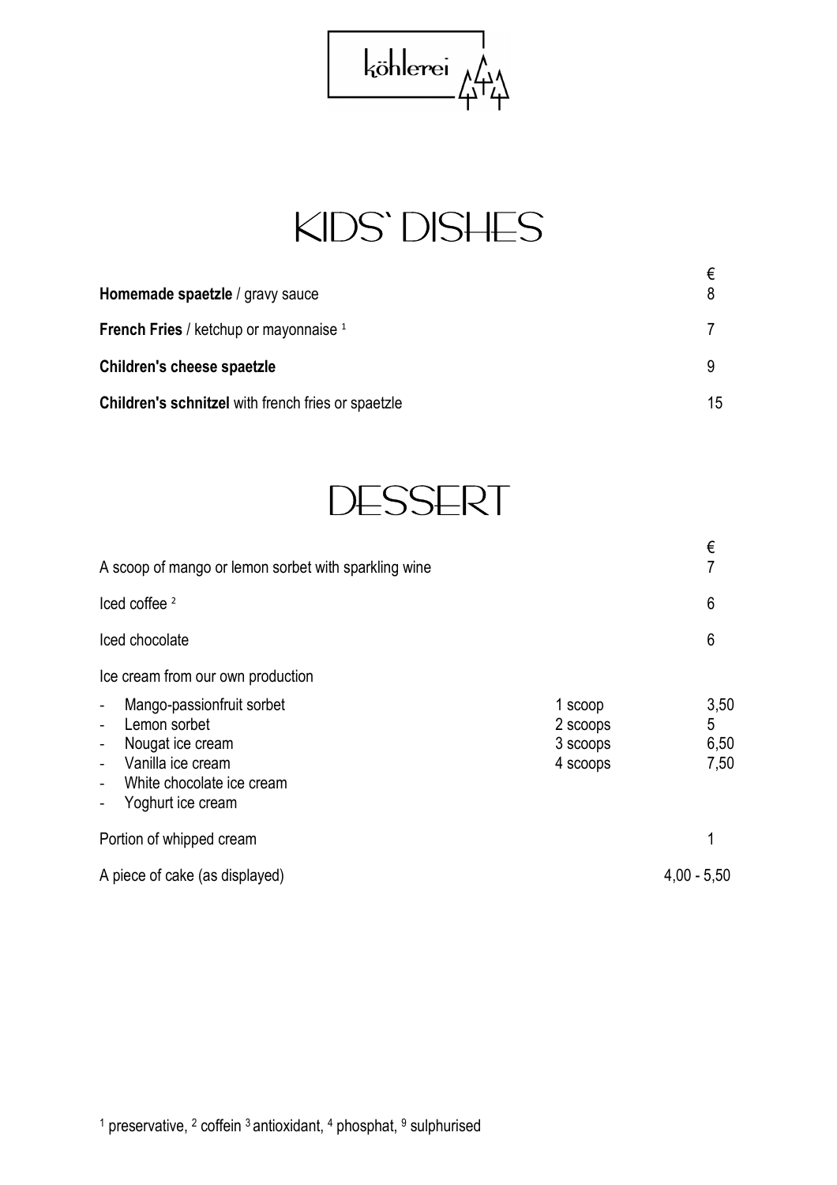köhlerei

# KIDS` DISHES

| | € |
|---|---|
| **Homemade spaetzle** / gravy sauce | 8 |
| **French Fries** / ketchup or mayonnaise [1] | 7 |
| **Children's cheese spaetzle** | 9 |
| **Children's schnitzel** with french fries or spaetzle | 15 |

# DESSERT

| | | € |
|---|---|---|
| A scoop of mango or lemon sorbet with sparkling wine | | 7 |
| Iced coffee [2] | | 6 |
| Iced chocolate | | 6 |
| Ice cream from our own production | | |
| - Mango-passionfruit sorbet | 1 scoop | 3,50 |
| - Lemon sorbet | 2 scoops | 5 |
| - Nougat ice cream | 3 scoops | 6,50 |
| - Vanilla ice cream | 4 scoops | 7,50 |
| - White chocolate ice cream | | |
| - Yoghurt ice cream | | |
| Portion of whipped cream | | 1 |
| A piece of cake (as displayed) | | 4,00 - 5,50 |

[1] preservative, [2] coffein [3] antioxidant, [4] phosphat, [9] sulphurised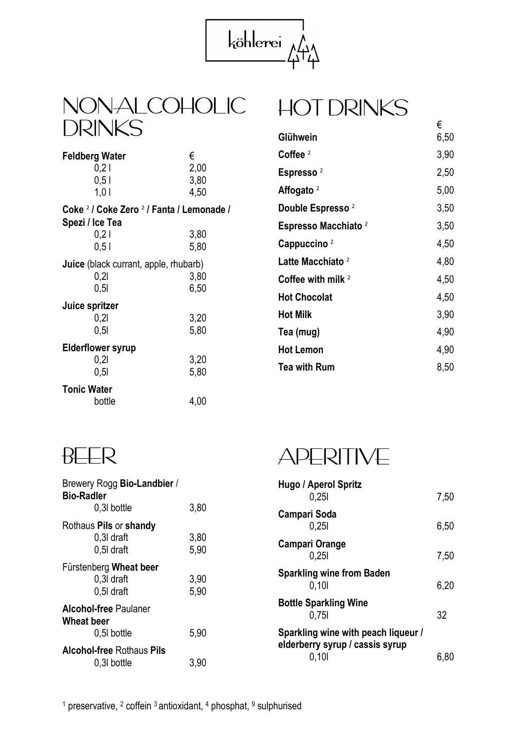köhlerei

# NON-ALCOHOLIC DRINKS

| | € |
|---|---|
| **Feldberg Water** | |
| 0,2 l | 2,00 |
| 0,5 l | 3,80 |
| 1,0 l | 4,50 |
| **Coke** [2] **/ Coke Zero** [2] **/ Fanta / Lemonade / Spezi / Ice Tea** | |
| 0,2 l | 3,80 |
| 0,5 l | 5,80 |
| **Juice** (black currant, apple, rhubarb) | |
| 0,2l | 3,80 |
| 0,5l | 6,50 |
| **Juice spritzer** | |
| 0,2l | 3,20 |
| 0,5l | 5,80 |
| **Elderflower syrup** | |
| 0,2l | 3,20 |
| 0,5l | 5,80 |
| **Tonic Water** | |
| bottle | 4,00 |

# HOT DRINKS

| | € |
|---|---|
| **Glühwein** | 6,50 |
| **Coffee** [2] | 3,90 |
| **Espresso** [2] | 2,50 |
| **Affogato** [2] | 5,00 |
| **Double Espresso** [2] | 3,50 |
| **Espresso Macchiato** [2] | 3,50 |
| **Cappuccino** [2] | 4,50 |
| **Latte Macchiato** [2] | 4,80 |
| **Coffee with milk** [2] | 4,50 |
| **Hot Chocolat** | 4,50 |
| **Hot Milk** | 3,90 |
| **Tea (mug)** | 4,90 |
| **Hot Lemon** | 4,90 |
| **Tea with Rum** | 8,50 |

# BEER

| | |
|---|---|
| Brewery Rogg **Bio-Landbier / Bio-Radler** | |
| 0,3l bottle | 3,80 |
| Rothaus **Pils** or **shandy** | |
| 0,3l draft | 3,80 |
| 0,5l draft | 5,90 |
| Fürstenberg **Wheat beer** | |
| 0,3l draft | 3,90 |
| 0,5l draft | 5,90 |
| **Alcohol-free** Paulaner **Wheat beer** | |
| 0,5l bottle | 5,90 |
| **Alcohol-free** Rothaus **Pils** | |
| 0,3l bottle | 3,90 |

# APERITIVE

| | |
|---|---|
| **Hugo / Aperol Spritz** | |
| 0,25l | 7,50 |
| **Campari Soda** | |
| 0,25l | 6,50 |
| **Campari Orange** | |
| 0,25l | 7,50 |
| **Sparkling wine from Baden** | |
| 0,10l | 6,20 |
| **Bottle Sparkling Wine** | |
| 0,75l | 32 |
| **Sparkling wine with peach liqueur / elderberry syrup / cassis syrup** | |
| 0,10l | 6,80 |

[1] preservative, [2] coffein [3] antioxidant, [4] phosphat, [9] sulphurised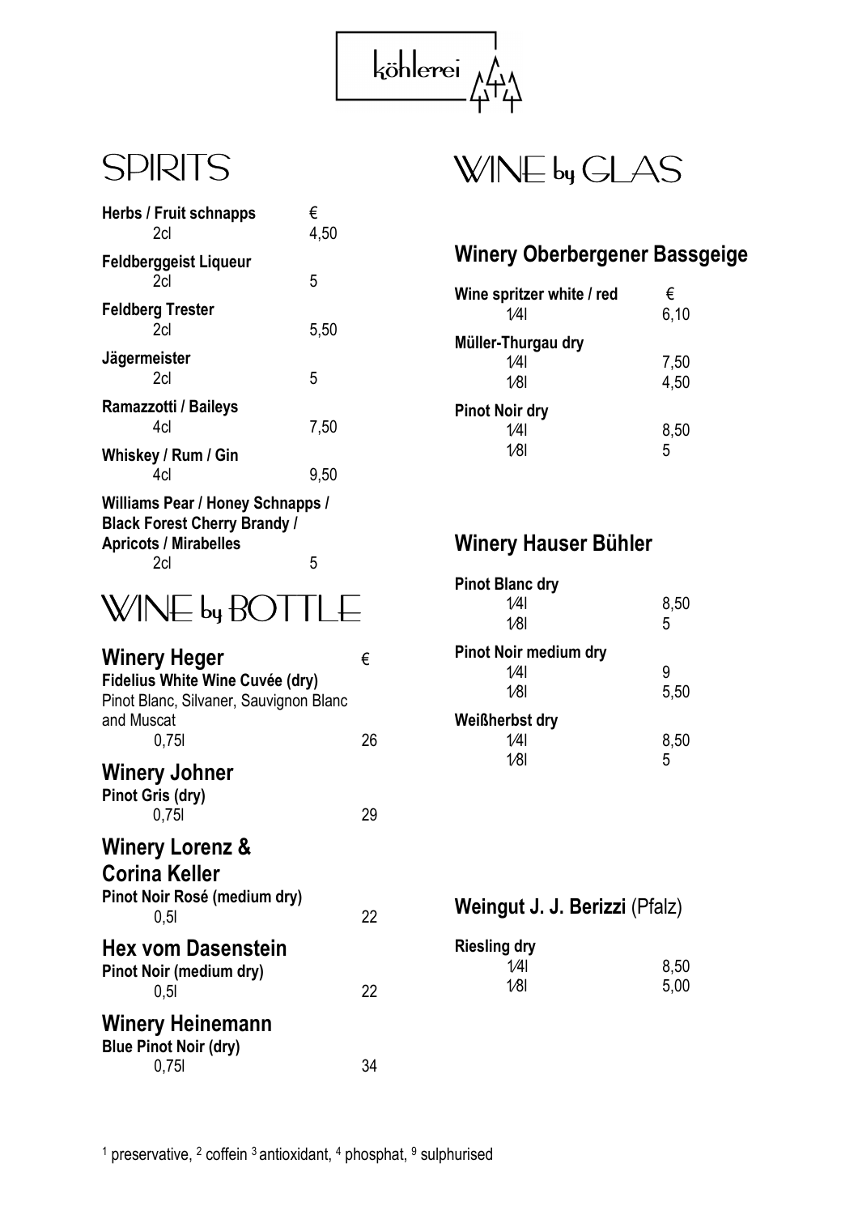köhlerei

# SPIRITS

| | |
|---|---|
| **Herbs / Fruit schnapps** | € |
| 2cl | 4,50 |
| **Feldberggeist Liqueur** | |
| 2cl | 5 |
| **Feldberg Trester** | |
| 2cl | 5,50 |
| **Jägermeister** | |
| 2cl | 5 |
| **Ramazzotti / Baileys** | |
| 4cl | 7,50 |
| **Whiskey / Rum / Gin** | |
| 4cl | 9,50 |
| **Williams Pear / Honey Schnapps / Black Forest Cherry Brandy / Apricots / Mirabelles** | |
| 2cl | 5 |

# WINE by BOTTLE

| | |
|---|---|
| **Winery Heger** | € |
| **Fidelius White Wine Cuvée (dry)** Pinot Blanc, Silvaner, Sauvignon Blanc and Muscat | |
| 0,75l | 26 |
| **Winery Johner** | |
| **Pinot Gris (dry)** | |
| 0,75l | 29 |
| **Winery Lorenz & Corina Keller** | |
| **Pinot Noir Rosé (medium dry)** | |
| 0,5l | 22 |
| **Hex vom Dasenstein** | |
| **Pinot Noir (medium dry)** | |
| 0,5l | 22 |
| **Winery Heinemann** | |
| **Blue Pinot Noir (dry)** | |
| 0,75l | 34 |

# WINE by GLAS

## Winery Oberbergener Bassgeige

| | |
|---|---|
| **Wine spritzer white / red** | € |
| 1/4l | 6,10 |
| **Müller-Thurgau dry** | |
| 1/4l | 7,50 |
| 1/8l | 4,50 |
| **Pinot Noir dry** | |
| 1/4l | 8,50 |
| 1/8l | 5 |

## Winery Hauser Bühler

| | |
|---|---|
| **Pinot Blanc dry** | |
| 1/4l | 8,50 |
| 1/8l | 5 |
| **Pinot Noir medium dry** | |
| 1/4l | 9 |
| 1/8l | 5,50 |
| **Weißherbst dry** | |
| 1/4l | 8,50 |
| 1/8l | 5 |

## Weingut J. J. Berizzi (Pfalz)

| | |
|---|---|
| **Riesling dry** | |
| 1/4l | 8,50 |
| 1/8l | 5,00 |

[1] preservative, [2] coffein [3] antioxidant, [4] phosphat, [9] sulphurised